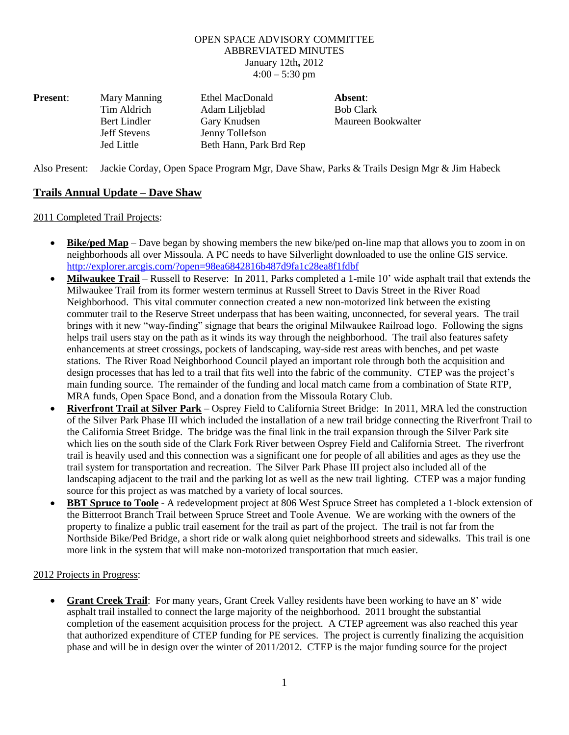OPEN SPACE ADVISORY COMMITTEE
ABBREVIATED MINUTES
January 12th**,** 2012
4:00 – 5:30 pm

| | | | |
|---|---|---|---|
| **Present**: | Mary Manning | Ethel MacDonald | **Absent**: |
| | Tim Aldrich | Adam Liljeblad | Bob Clark |
| | Bert Lindler | Gary Knudsen | Maureen Bookwalter |
| | Jeff Stevens | Jenny Tollefson | |
| | Jed Little | Beth Hann, Park Brd Rep | |

Also Present: Jackie Corday, Open Space Program Mgr, Dave Shaw, Parks & Trails Design Mgr & Jim Habeck

## Trails Annual Update – Dave Shaw

2011 Completed Trail Projects:

- **Bike/ped Map** – Dave began by showing members the new bike/ped on-line map that allows you to zoom in on neighborhoods all over Missoula. A PC needs to have Silverlight downloaded to use the online GIS service. http://explorer.arcgis.com/?open=98ea6842816b487d9fa1c28ea8f1fdbf
- **Milwaukee Trail** – Russell to Reserve: In 2011, Parks completed a 1-mile 10' wide asphalt trail that extends the Milwaukee Trail from its former western terminus at Russell Street to Davis Street in the River Road Neighborhood. This vital commuter connection created a new non-motorized link between the existing commuter trail to the Reserve Street underpass that has been waiting, unconnected, for several years. The trail brings with it new "way-finding" signage that bears the original Milwaukee Railroad logo. Following the signs helps trail users stay on the path as it winds its way through the neighborhood. The trail also features safety enhancements at street crossings, pockets of landscaping, way-side rest areas with benches, and pet waste stations. The River Road Neighborhood Council played an important role through both the acquisition and design processes that has led to a trail that fits well into the fabric of the community. CTEP was the project's main funding source. The remainder of the funding and local match came from a combination of State RTP, MRA funds, Open Space Bond, and a donation from the Missoula Rotary Club.
- **Riverfront Trail at Silver Park** – Osprey Field to California Street Bridge: In 2011, MRA led the construction of the Silver Park Phase III which included the installation of a new trail bridge connecting the Riverfront Trail to the California Street Bridge. The bridge was the final link in the trail expansion through the Silver Park site which lies on the south side of the Clark Fork River between Osprey Field and California Street. The riverfront trail is heavily used and this connection was a significant one for people of all abilities and ages as they use the trail system for transportation and recreation. The Silver Park Phase III project also included all of the landscaping adjacent to the trail and the parking lot as well as the new trail lighting. CTEP was a major funding source for this project as was matched by a variety of local sources.
- **BBT Spruce to Toole** - A redevelopment project at 806 West Spruce Street has completed a 1-block extension of the Bitterroot Branch Trail between Spruce Street and Toole Avenue. We are working with the owners of the property to finalize a public trail easement for the trail as part of the project. The trail is not far from the Northside Bike/Ped Bridge, a short ride or walk along quiet neighborhood streets and sidewalks. This trail is one more link in the system that will make non-motorized transportation that much easier.

2012 Projects in Progress:

- **Grant Creek Trail**: For many years, Grant Creek Valley residents have been working to have an 8' wide asphalt trail installed to connect the large majority of the neighborhood. 2011 brought the substantial completion of the easement acquisition process for the project. A CTEP agreement was also reached this year that authorized expenditure of CTEP funding for PE services. The project is currently finalizing the acquisition phase and will be in design over the winter of 2011/2012. CTEP is the major funding source for the project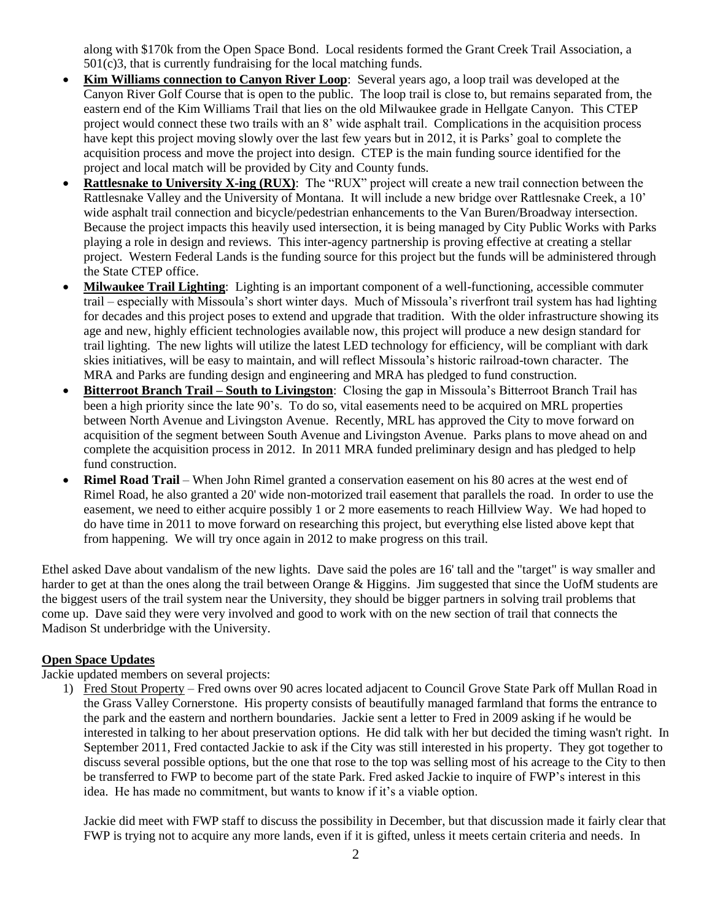along with \$170k from the Open Space Bond. Local residents formed the Grant Creek Trail Association, a 501(c)3, that is currently fundraising for the local matching funds.

- **Kim Williams connection to Canyon River Loop**: Several years ago, a loop trail was developed at the Canyon River Golf Course that is open to the public. The loop trail is close to, but remains separated from, the eastern end of the Kim Williams Trail that lies on the old Milwaukee grade in Hellgate Canyon. This CTEP project would connect these two trails with an 8' wide asphalt trail. Complications in the acquisition process have kept this project moving slowly over the last few years but in 2012, it is Parks' goal to complete the acquisition process and move the project into design. CTEP is the main funding source identified for the project and local match will be provided by City and County funds.
- **Rattlesnake to University X-ing (RUX)**: The "RUX" project will create a new trail connection between the Rattlesnake Valley and the University of Montana. It will include a new bridge over Rattlesnake Creek, a 10' wide asphalt trail connection and bicycle/pedestrian enhancements to the Van Buren/Broadway intersection. Because the project impacts this heavily used intersection, it is being managed by City Public Works with Parks playing a role in design and reviews. This inter-agency partnership is proving effective at creating a stellar project. Western Federal Lands is the funding source for this project but the funds will be administered through the State CTEP office.
- **Milwaukee Trail Lighting**: Lighting is an important component of a well-functioning, accessible commuter trail – especially with Missoula's short winter days. Much of Missoula's riverfront trail system has had lighting for decades and this project poses to extend and upgrade that tradition. With the older infrastructure showing its age and new, highly efficient technologies available now, this project will produce a new design standard for trail lighting. The new lights will utilize the latest LED technology for efficiency, will be compliant with dark skies initiatives, will be easy to maintain, and will reflect Missoula's historic railroad-town character. The MRA and Parks are funding design and engineering and MRA has pledged to fund construction.
- **Bitterroot Branch Trail – South to Livingston**: Closing the gap in Missoula's Bitterroot Branch Trail has been a high priority since the late 90's. To do so, vital easements need to be acquired on MRL properties between North Avenue and Livingston Avenue. Recently, MRL has approved the City to move forward on acquisition of the segment between South Avenue and Livingston Avenue. Parks plans to move ahead on and complete the acquisition process in 2012. In 2011 MRA funded preliminary design and has pledged to help fund construction.
- **Rimel Road Trail** – When John Rimel granted a conservation easement on his 80 acres at the west end of Rimel Road, he also granted a 20' wide non-motorized trail easement that parallels the road. In order to use the easement, we need to either acquire possibly 1 or 2 more easements to reach Hillview Way. We had hoped to do have time in 2011 to move forward on researching this project, but everything else listed above kept that from happening. We will try once again in 2012 to make progress on this trail.

Ethel asked Dave about vandalism of the new lights. Dave said the poles are 16' tall and the "target" is way smaller and harder to get at than the ones along the trail between Orange & Higgins. Jim suggested that since the UofM students are the biggest users of the trail system near the University, they should be bigger partners in solving trail problems that come up. Dave said they were very involved and good to work with on the new section of trail that connects the Madison St underbridge with the University.

**Open Space Updates**

Jackie updated members on several projects:

1) Fred Stout Property – Fred owns over 90 acres located adjacent to Council Grove State Park off Mullan Road in the Grass Valley Cornerstone. His property consists of beautifully managed farmland that forms the entrance to the park and the eastern and northern boundaries. Jackie sent a letter to Fred in 2009 asking if he would be interested in talking to her about preservation options. He did talk with her but decided the timing wasn't right. In September 2011, Fred contacted Jackie to ask if the City was still interested in his property. They got together to discuss several possible options, but the one that rose to the top was selling most of his acreage to the City to then be transferred to FWP to become part of the state Park. Fred asked Jackie to inquire of FWP's interest in this idea. He has made no commitment, but wants to know if it's a viable option.

   Jackie did meet with FWP staff to discuss the possibility in December, but that discussion made it fairly clear that FWP is trying not to acquire any more lands, even if it is gifted, unless it meets certain criteria and needs. In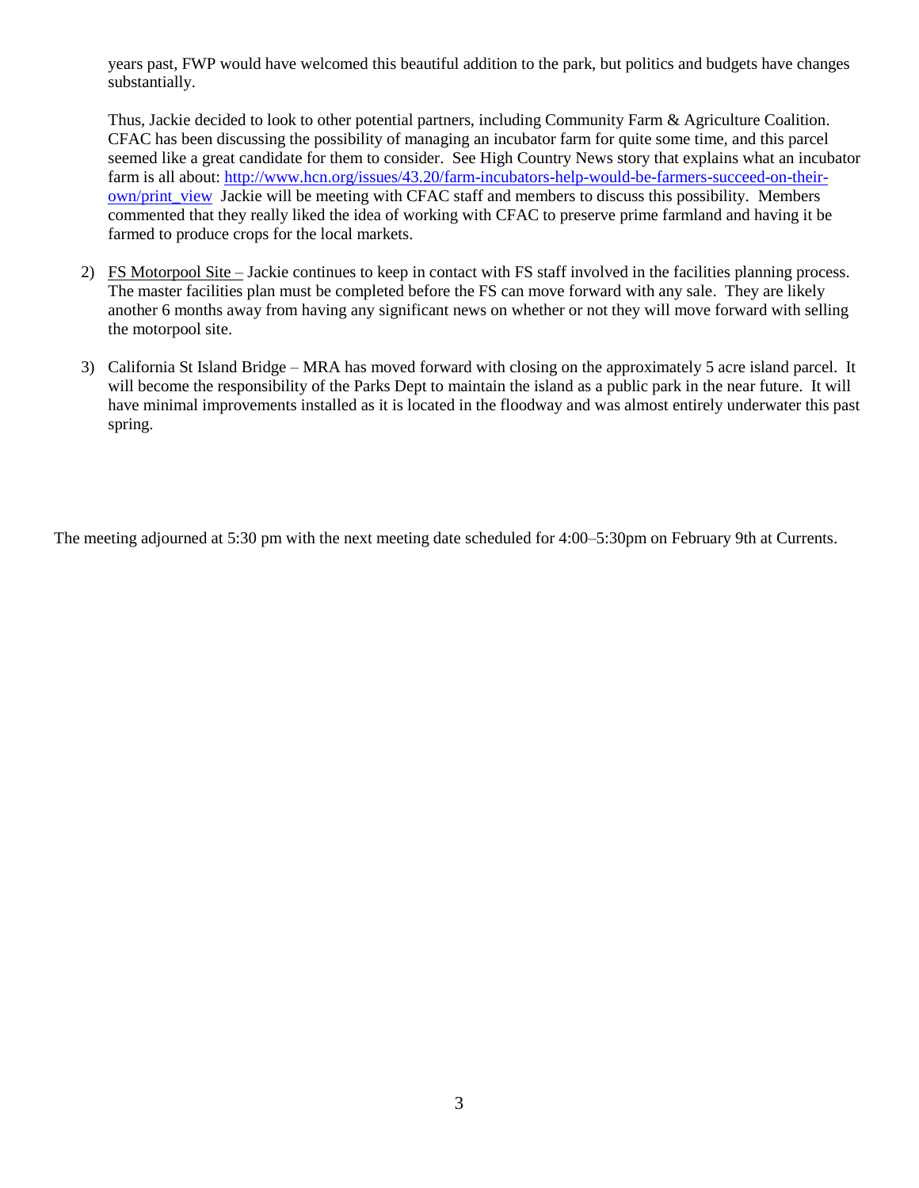years past, FWP would have welcomed this beautiful addition to the park, but politics and budgets have changes substantially.

Thus, Jackie decided to look to other potential partners, including Community Farm & Agriculture Coalition. CFAC has been discussing the possibility of managing an incubator farm for quite some time, and this parcel seemed like a great candidate for them to consider. See High Country News story that explains what an incubator farm is all about: [http://www.hcn.org/issues/43.20/farm-incubators-help-would-be-farmers-succeed-on-their-own/print_view](http://www.hcn.org/issues/43.20/farm-incubators-help-would-be-farmers-succeed-on-their-own/print_view) Jackie will be meeting with CFAC staff and members to discuss this possibility. Members commented that they really liked the idea of working with CFAC to preserve prime farmland and having it be farmed to produce crops for the local markets.

2) <u>FS Motorpool Site –</u> Jackie continues to keep in contact with FS staff involved in the facilities planning process. The master facilities plan must be completed before the FS can move forward with any sale. They are likely another 6 months away from having any significant news on whether or not they will move forward with selling the motorpool site.

3) California St Island Bridge – MRA has moved forward with closing on the approximately 5 acre island parcel. It will become the responsibility of the Parks Dept to maintain the island as a public park in the near future. It will have minimal improvements installed as it is located in the floodway and was almost entirely underwater this past spring.

The meeting adjourned at 5:30 pm with the next meeting date scheduled for 4:00–5:30pm on February 9th at Currents.